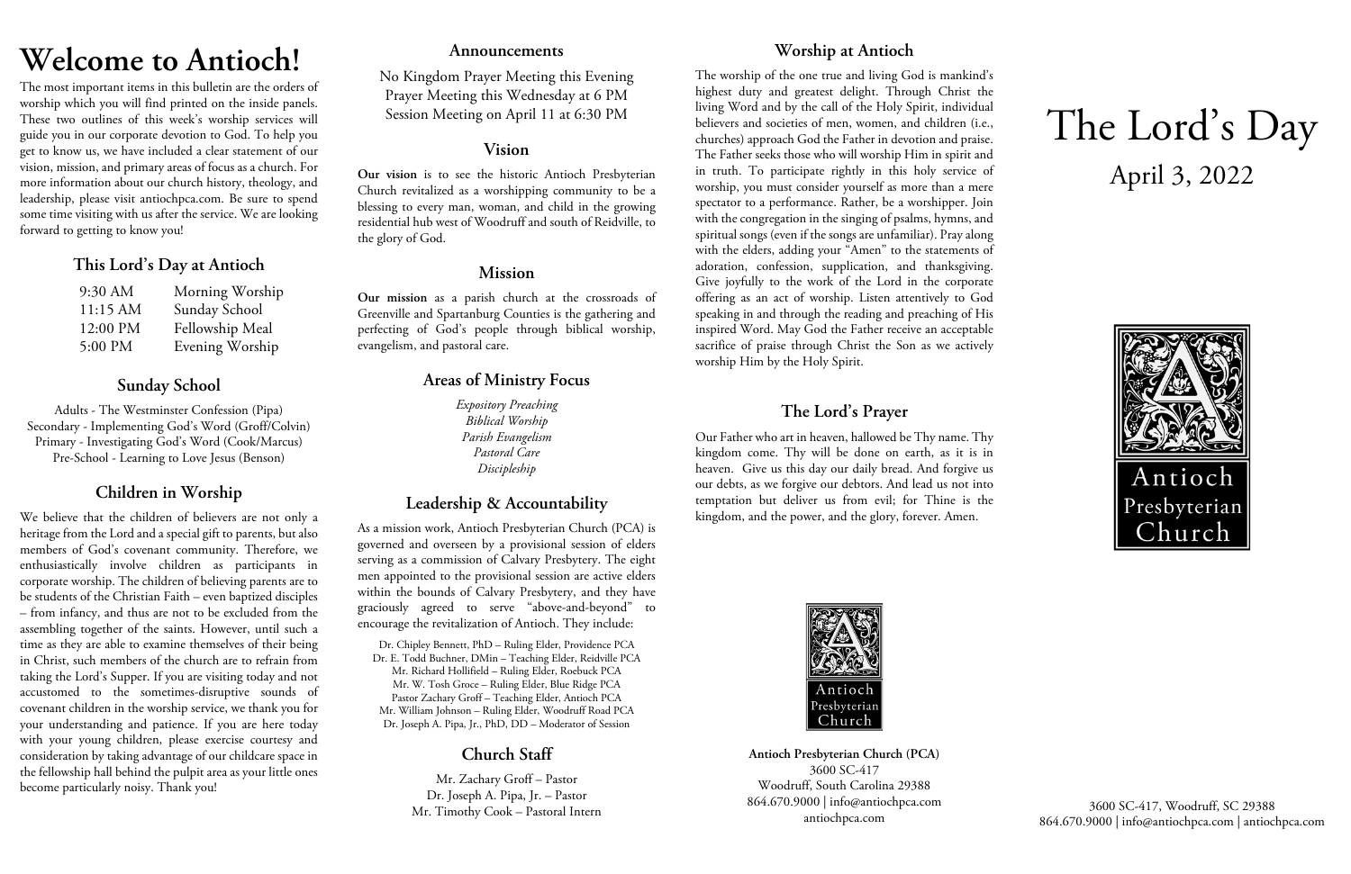# Welcome to Antioch!

The most important items in this bulletin are the orders of worship which you will find printed on the inside panels. These two outlines of this week's worship services will guide you in our corporate devotion to God. To help you get to know us, we have included a clear statement of our vision, mission, and primary areas of focus as a church. For more information about our church history, theology, and leadership, please visit antiochpca.com. Be sure to spend some time visiting with us after the service. We are looking forward to getting to know you!

## This Lord's Day at Antioch

| | |
|---|---|
| 9:30 AM | Morning Worship |
| 11:15 AM | Sunday School |
| 12:00 PM | Fellowship Meal |
| 5:00 PM | Evening Worship |

## Sunday School

Adults - The Westminster Confession (Pipa)
Secondary - Implementing God's Word (Groff/Colvin)
Primary - Investigating God's Word (Cook/Marcus)
Pre-School - Learning to Love Jesus (Benson)

## Children in Worship

We believe that the children of believers are not only a heritage from the Lord and a special gift to parents, but also members of God's covenant community. Therefore, we enthusiastically involve children as participants in corporate worship. The children of believing parents are to be students of the Christian Faith – even baptized disciples – from infancy, and thus are not to be excluded from the assembling together of the saints. However, until such a time as they are able to examine themselves of their being in Christ, such members of the church are to refrain from taking the Lord's Supper. If you are visiting today and not accustomed to the sometimes-disruptive sounds of covenant children in the worship service, we thank you for your understanding and patience. If you are here today with your young children, please exercise courtesy and consideration by taking advantage of our childcare space in the fellowship hall behind the pulpit area as your little ones become particularly noisy. Thank you!

## Announcements

No Kingdom Prayer Meeting this Evening
Prayer Meeting this Wednesday at 6 PM
Session Meeting on April 11 at 6:30 PM

## Vision

**Our vision** is to see the historic Antioch Presbyterian Church revitalized as a worshipping community to be a blessing to every man, woman, and child in the growing residential hub west of Woodruff and south of Reidville, to the glory of God.

## Mission

**Our mission** as a parish church at the crossroads of Greenville and Spartanburg Counties is the gathering and perfecting of God's people through biblical worship, evangelism, and pastoral care.

## Areas of Ministry Focus

*Expository Preaching*
*Biblical Worship*
*Parish Evangelism*
*Pastoral Care*
*Discipleship*

## Leadership & Accountability

As a mission work, Antioch Presbyterian Church (PCA) is governed and overseen by a provisional session of elders serving as a commission of Calvary Presbytery. The eight men appointed to the provisional session are active elders within the bounds of Calvary Presbytery, and they have graciously agreed to serve "above-and-beyond" to encourage the revitalization of Antioch. They include:

Dr. Chipley Bennett, PhD – Ruling Elder, Providence PCA
Dr. E. Todd Buchner, DMin – Teaching Elder, Reidville PCA
Mr. Richard Hollifield – Ruling Elder, Roebuck PCA
Mr. W. Tosh Groce – Ruling Elder, Blue Ridge PCA
Pastor Zachary Groff – Teaching Elder, Antioch PCA
Mr. William Johnson – Ruling Elder, Woodruff Road PCA
Dr. Joseph A. Pipa, Jr., PhD, DD – Moderator of Session

## Church Staff

Mr. Zachary Groff – Pastor
Dr. Joseph A. Pipa, Jr. – Pastor
Mr. Timothy Cook – Pastoral Intern

## Worship at Antioch

The worship of the one true and living God is mankind's highest duty and greatest delight. Through Christ the living Word and by the call of the Holy Spirit, individual believers and societies of men, women, and children (i.e., churches) approach God the Father in devotion and praise. The Father seeks those who will worship Him in spirit and in truth. To participate rightly in this holy service of worship, you must consider yourself as more than a mere spectator to a performance. Rather, be a worshipper. Join with the congregation in the singing of psalms, hymns, and spiritual songs (even if the songs are unfamiliar). Pray along with the elders, adding your "Amen" to the statements of adoration, confession, supplication, and thanksgiving. Give joyfully to the work of the Lord in the corporate offering as an act of worship. Listen attentively to God speaking in and through the reading and preaching of His inspired Word. May God the Father receive an acceptable sacrifice of praise through Christ the Son as we actively worship Him by the Holy Spirit.

## The Lord's Prayer

Our Father who art in heaven, hallowed be Thy name. Thy kingdom come. Thy will be done on earth, as it is in heaven. Give us this day our daily bread. And forgive us our debts, as we forgive our debtors. And lead us not into temptation but deliver us from evil; for Thine is the kingdom, and the power, and the glory, forever. Amen.

Antioch Presbyterian Church

**Antioch Presbyterian Church (PCA)**
3600 SC-417
Woodruff, South Carolina 29388
864.670.9000 | info@antiochpca.com
antiochpca.com

# The Lord's Day

April 3, 2022

Antioch Presbyterian Church

3600 SC-417, Woodruff, SC 29388
864.670.9000 | info@antiochpca.com | antiochpca.com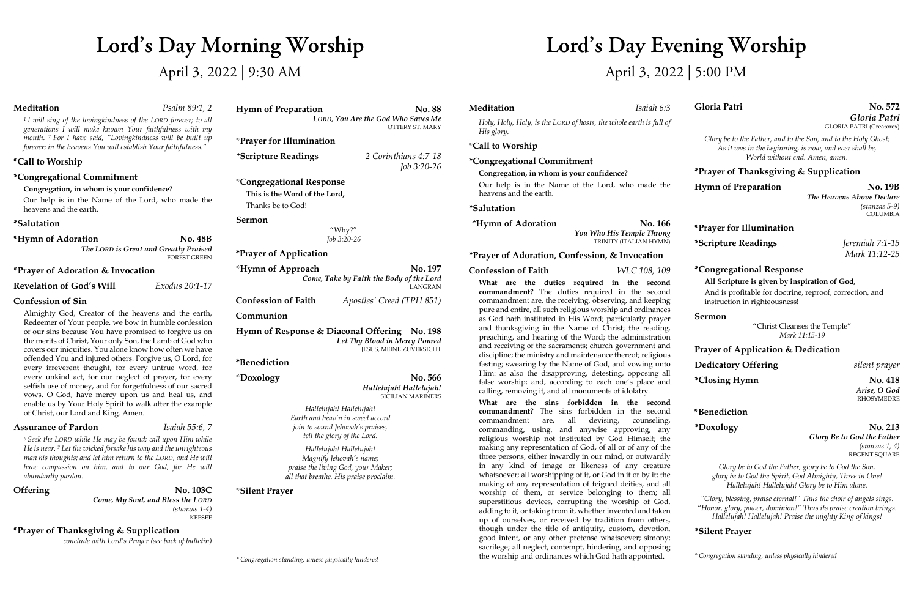# Lord's Day Morning Worship

April 3, 2022 | 9:30 AM

**Meditation** *Psalm 89:1, 2*

*[1] I will sing of the lovingkindness of the LORD forever; to all generations I will make known Your faithfulness with my mouth. [2] For I have said, "Lovingkindness will be built up forever; in the heavens You will establish Your faithfulness."*

**\*Call to Worship**

**\*Congregational Commitment**

**Congregation, in whom is your confidence?**

Our help is in the Name of the Lord, who made the heavens and the earth.

**\*Salutation**

**\*Hymn of Adoration** **No. 48B**
***The LORD is Great and Greatly Praised***
FOREST GREEN

**\*Prayer of Adoration & Invocation**

**Revelation of God's Will** *Exodus 20:1-17*

**Confession of Sin**

Almighty God, Creator of the heavens and the earth, Redeemer of Your people, we bow in humble confession of our sins because You have promised to forgive us on the merits of Christ, Your only Son, the Lamb of God who covers our iniquities. You alone know how often we have offended You and injured others. Forgive us, O Lord, for every irreverent thought, for every untrue word, for every unkind act, for our neglect of prayer, for every selfish use of money, and for forgetfulness of our sacred vows. O God, have mercy upon us and heal us, and enable us by Your Holy Spirit to walk after the example of Christ, our Lord and King. Amen.

**Assurance of Pardon** *Isaiah 55:6, 7*

*[6] Seek the LORD while He may be found; call upon Him while He is near. [7] Let the wicked forsake his way and the unrighteous man his thoughts; and let him return to the LORD, and He will have compassion on him, and to our God, for He will abundantly pardon.*

**Offering** **No. 103C**
***Come, My Soul, and Bless the LORD***
*(stanzas 1-4)*
KEESEE

**\*Prayer of Thanksgiving & Supplication**
*conclude with Lord's Prayer (see back of bulletin)*

**Hymn of Preparation** **No. 88**
***LORD, You Are the God Who Saves Me***
OTTERY ST. MARY

**\*Prayer for Illumination**

**\*Scripture Readings** *2 Corinthians 4:7-18*
*Job 3:20-26*

**\*Congregational Response**

**This is the Word of the Lord,**

Thanks be to God!

**Sermon**

"Why?"
*Job 3:20-26*

**\*Prayer of Application**

**\*Hymn of Approach** **No. 197**
***Come, Take by Faith the Body of the Lord***
LANGRAN

**Confession of Faith** *Apostles' Creed (TPH 851)*

**Communion**

**Hymn of Response & Diaconal Offering** **No. 198**
***Let Thy Blood in Mercy Poured***
JESUS, MEINE ZUVERSICHT

**\*Benediction**

**\*Doxology** **No. 566**
***Hallelujah! Hallelujah!***
SICILIAN MARINERS

*Hallelujah! Hallelujah!*
*Earth and heav'n in sweet accord*
*join to sound Jehovah's praises,*
*tell the glory of the Lord.*

*Hallelujah! Hallelujah!*
*Magnify Jehovah's name;*
*praise the living God, your Maker;*
*all that breathe, His praise proclaim.*

**\*Silent Prayer**

*\* Congregation standing, unless physically hindered*

# Lord's Day Evening Worship

April 3, 2022 | 5:00 PM

**Meditation** *Isaiah 6:3*

*Holy, Holy, Holy, is the LORD of hosts, the whole earth is full of His glory.*

**\*Call to Worship**

**\*Congregational Commitment**

**Congregation, in whom is your confidence?**

Our help is in the Name of the Lord, who made the heavens and the earth.

**\*Salutation**

**\*Hymn of Adoration** **No. 166**
***You Who His Temple Throng***
TRINITY (ITALIAN HYMN)

**\*Prayer of Adoration, Confession, & Invocation**

**Confession of Faith** *WLC 108, 109*

**What are the duties required in the second commandment?** The duties required in the second commandment are, the receiving, observing, and keeping pure and entire, all such religious worship and ordinances as God hath instituted in His Word; particularly prayer and thanksgiving in the Name of Christ; the reading, preaching, and hearing of the Word; the administration and receiving of the sacraments; church government and discipline; the ministry and maintenance thereof; religious fasting; swearing by the Name of God, and vowing unto Him: as also the disapproving, detesting, opposing all false worship; and, according to each one's place and calling, removing it, and all monuments of idolatry.

**What are the sins forbidden in the second commandment?** The sins forbidden in the second commandment are, all devising, counseling, commanding, using, and anywise approving, any religious worship not instituted by God Himself; the making any representation of God, of all or of any of the three persons, either inwardly in our mind, or outwardly in any kind of image or likeness of any creature whatsoever; all worshipping of it, or God in it or by it; the making of any representation of feigned deities, and all worship of them, or service belonging to them; all superstitious devices, corrupting the worship of God, adding to it, or taking from it, whether invented and taken up of ourselves, or received by tradition from others, though under the title of antiquity, custom, devotion, good intent, or any other pretense whatsoever; simony; sacrilege; all neglect, contempt, hindering, and opposing the worship and ordinances which God hath appointed.

**Gloria Patri** **No. 572**
***Gloria Patri***
GLORIA PATRI (Greatorex)

*Glory be to the Father, and to the Son, and to the Holy Ghost;*
*As it was in the beginning, is now, and ever shall be,*
*World without end. Amen, amen.*

**\*Prayer of Thanksgiving & Supplication**

**Hymn of Preparation** **No. 19B**
***The Heavens Above Declare***
*(stanzas 5-9)*
COLUMBIA

**\*Prayer for Illumination**

**\*Scripture Readings** *Jeremiah 7:1-15*
*Mark 11:12-25*

**\*Congregational Response**

**All Scripture is given by inspiration of God,**

And is profitable for doctrine, reproof, correction, and instruction in righteousness!

**Sermon**

"Christ Cleanses the Temple"
*Mark 11:15-19*

**Prayer of Application & Dedication**

**Dedicatory Offering** *silent prayer*

**\*Closing Hymn** **No. 418**
***Arise, O God***
RHOSYMEDRE

**\*Benediction**

**\*Doxology** **No. 213**
***Glory Be to God the Father***
*(stanzas 1, 4)*
REGENT SQUARE

*Glory be to God the Father, glory be to God the Son,*
*glory be to God the Spirit, God Almighty, Three in One!*
*Hallelujah! Hallelujah! Glory be to Him alone.*

*"Glory, blessing, praise eternal!" Thus the choir of angels sings.*
*"Honor, glory, power, dominion!" Thus its praise creation brings.*
*Hallelujah! Hallelujah! Praise the mighty King of kings!*

**\*Silent Prayer**

*\* Congregation standing, unless physically hindered*